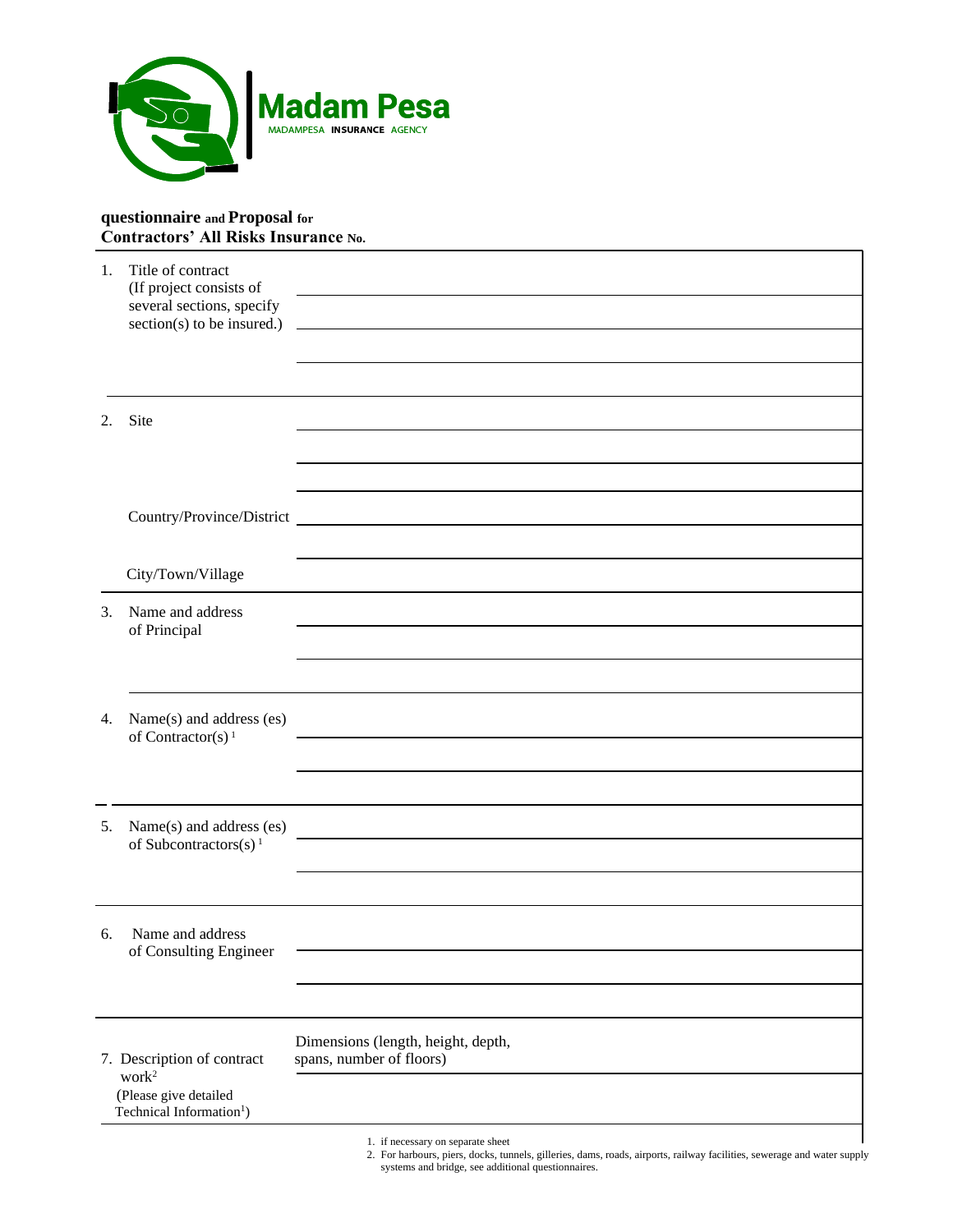**Madam Pesa**

MADAMPESA **INSURANCE** AGENCY

**questionnaire and Proposal for**
**Contractors' All Risks Insurance No.**

| | |
|---|---|
| 1. Title of contract (If project consists of several sections, specify section(s) to be insured.) | |
| 2. Site | |
| Country/Province/District | |
| City/Town/Village | |
| 3. Name and address of Principal | |
| 4. Name(s) and address (es) of Contractor(s) [1] | |
| 5. Name(s) and address (es) of Subcontractors(s) [1] | |
| 6. Name and address of Consulting Engineer | |
| 7. Description of contract work[2] (Please give detailed Technical Information[1]) | Dimensions (length, height, depth, spans, number of floors) |

1. if necessary on separate sheet
2. For harbours, piers, docks, tunnels, gilleries, dams, roads, airports, railway facilities, sewerage and water supply systems and bridge, see additional questionnaires.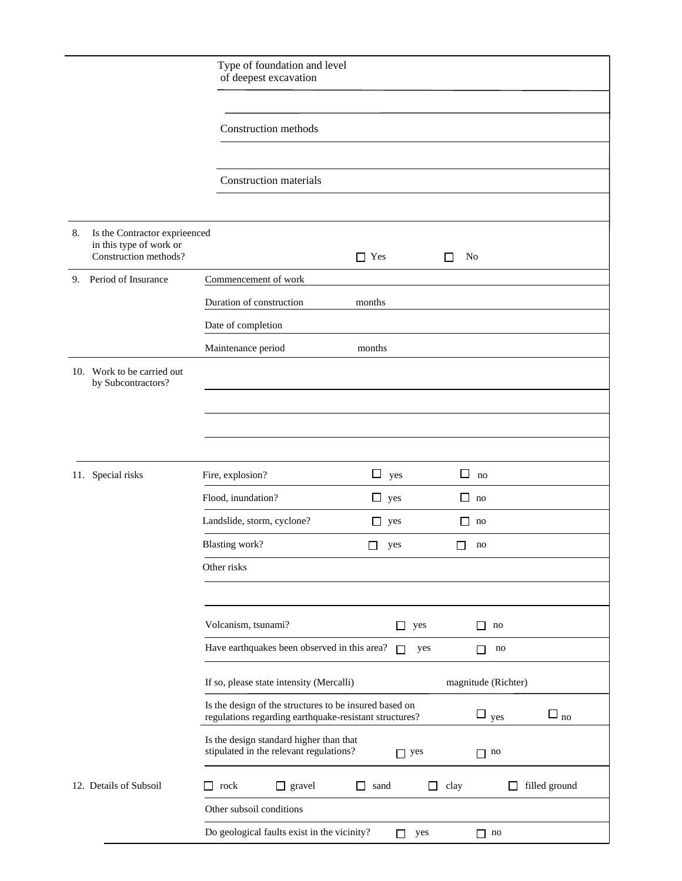| | | | |
|---|---|---|---|
| | Type of foundation and level of deepest excavation | | |
| | | | |
| | Construction methods | | |
| | | | |
| | Construction materials | | |
| | | | |
| 8. Is the Contractor exprieenced in this type of work or Construction methods? | | ☐ Yes | ☐ No |
| 9. Period of Insurance | Commencement of work | | |
| | Duration of construction | months | |
| | Date of completion | | |
| | Maintenance period | months | |
| 10. Work to be carried out by Subcontractors? | | | |
| | | | |
| | | | |
| | | | |
| 11. Special risks | Fire, explosion? | ☐ yes | ☐ no |
| | Flood, inundation? | ☐ yes | ☐ no |
| | Landslide, storm, cyclone? | ☐ yes | ☐ no |
| | Blasting work? | ☐ yes | ☐ no |
| | Other risks | | |
| | | | |
| | Volcanism, tsunami? | ☐ yes | ☐ no |
| | Have earthquakes been observed in this area? | ☐ yes | ☐ no |
| | If so, please state intensity (Mercalli) | | magnitude (Richter) |
| | Is the design of the structures to be insured based on regulations regarding earthquake-resistant structures? | ☐ yes | ☐ no |
| | Is the design standard higher than that stipulated in the relevant regulations? | ☐ yes | ☐ no |
| 12. Details of Subsoil | ☐ rock ☐ gravel | ☐ sand ☐ clay | ☐ filled ground |
| | Other subsoil conditions | | |
| | Do geological faults exist in the vicinity? | ☐ yes | ☐ no |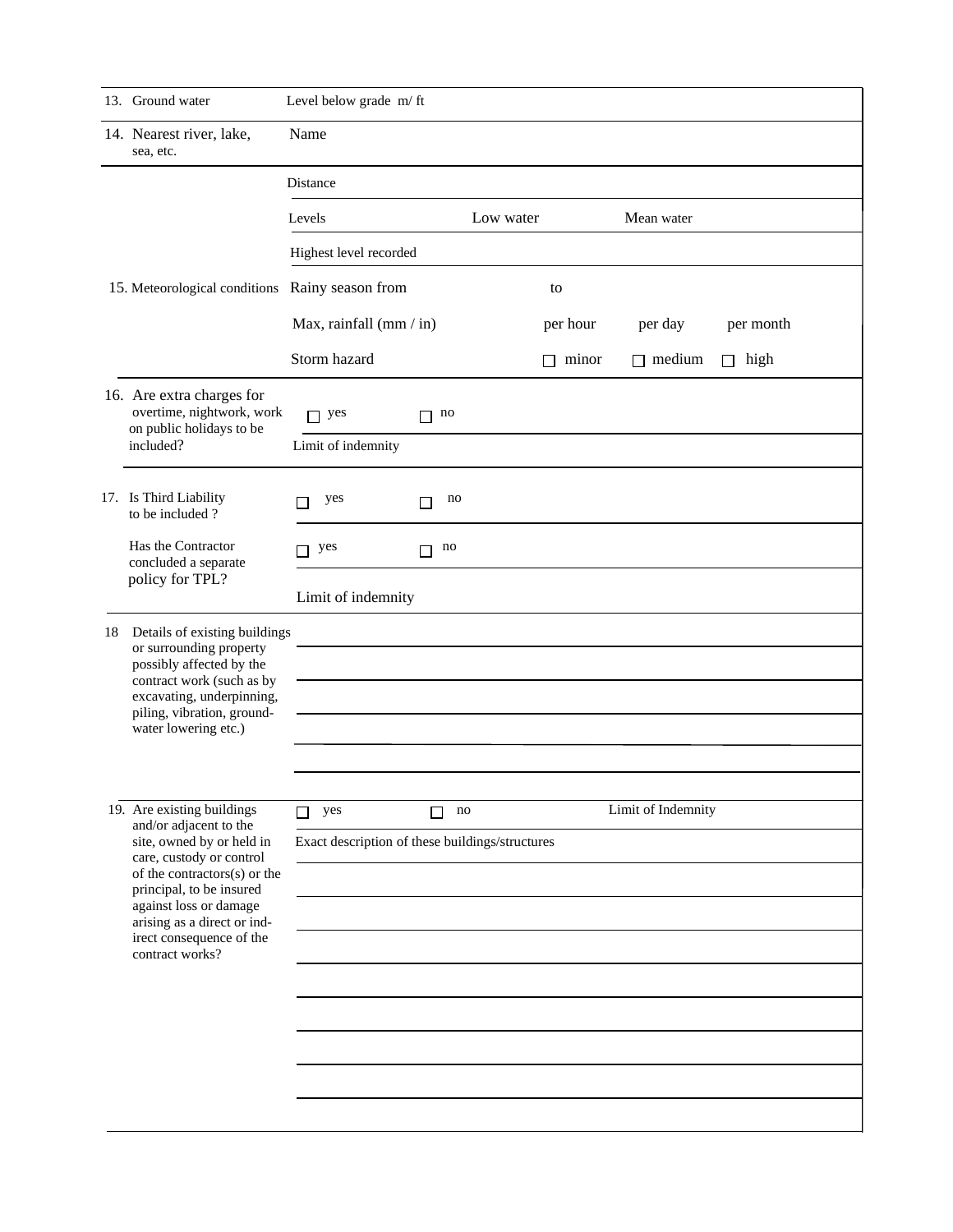| | | | | |
|---|---|---|---|---|
| 13. Ground water | Level below grade m/ ft | | | |
| 14. Nearest river, lake, sea, etc. | Name | | | |
| | Distance | | | |
| | Levels | Low water | Mean water | |
| | Highest level recorded | | | |
| 15. Meteorological conditions | Rainy season from | to | | |
| | Max, rainfall (mm / in) | per hour | per day | per month |
| | Storm hazard | ☐ minor | ☐ medium | ☐ high |
| 16. Are extra charges for overtime, nightwork, work on public holidays to be included? | ☐ yes ☐ no | | | |
| | Limit of indemnity | | | |
| 17. Is Third Liability to be included ? | ☐ yes ☐ no | | | |
| Has the Contractor concluded a separate policy for TPL? | ☐ yes ☐ no | | | |
| | Limit of indemnity | | | |
| 18 Details of existing buildings or surrounding property possibly affected by the contract work (such as by excavating, underpinning, piling, vibration, ground-water lowering etc.) | | | | |
| 19. Are existing buildings and/or adjacent to the site, owned by or held in care, custody or control of the contractors(s) or the principal, to be insured against loss or damage arising as a direct or ind-irect consequence of the contract works? | ☐ yes ☐ no | | Limit of Indemnity | |
| | Exact description of these buildings/structures | | | |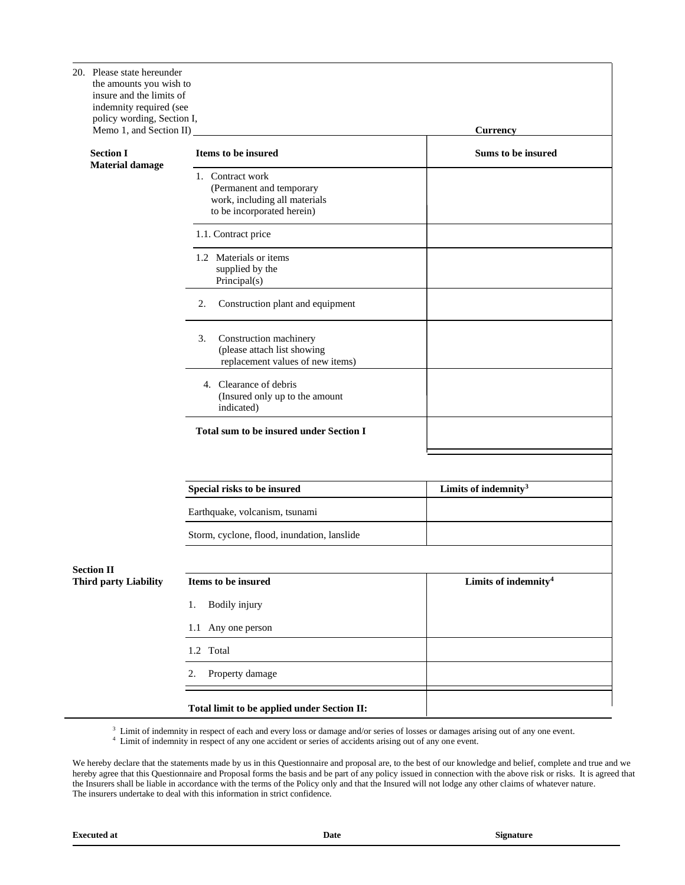20. Please state hereunder the amounts you wish to insure and the limits of indemnity required (see policy wording, Section I, Memo 1, and Section II)

**Currency**

**Section I Material damage**

| **Items to be insured** | **Sums to be insured** |
|---|---|
| 1. Contract work (Permanent and temporary work, including all materials to be incorporated herein) | |
| 1.1. Contract price | |
| 1.2 Materials or items supplied by the Principal(s) | |
| 2. Construction plant and equipment | |
| 3. Construction machinery (please attach list showing replacement values of new items) | |
| 4. Clearance of debris (Insured only up to the amount indicated) | |
| **Total sum to be insured under Section I** | |

| **Special risks to be insured** | **Limits of indemnity**[3] |
|---|---|
| Earthquake, volcanism, tsunami | |
| Storm, cyclone, flood, inundation, lanslide | |

**Section II Third party Liability**

| **Items to be insured** | **Limits of indemnity**[4] |
|---|---|
| 1. Bodily injury | |
| 1.1 Any one person | |
| 1.2 Total | |
| 2. Property damage | |
| **Total limit to be applied under Section II:** | |

[3] Limit of indemnity in respect of each and every loss or damage and/or series of losses or damages arising out of any one event.
[4] Limit of indemnity in respect of any one accident or series of accidents arising out of any one event.

We hereby declare that the statements made by us in this Questionnaire and proposal are, to the best of our knowledge and belief, complete and true and we hereby agree that this Questionnaire and Proposal forms the basis and be part of any policy issued in connection with the above risk or risks. It is agreed that the Insurers shall be liable in accordance with the terms of the Policy only and that the Insured will not lodge any other claims of whatever nature.
The insurers undertake to deal with this information in strict confidence.

| **Executed at** | **Date** | **Signature** |
|---|---|---|